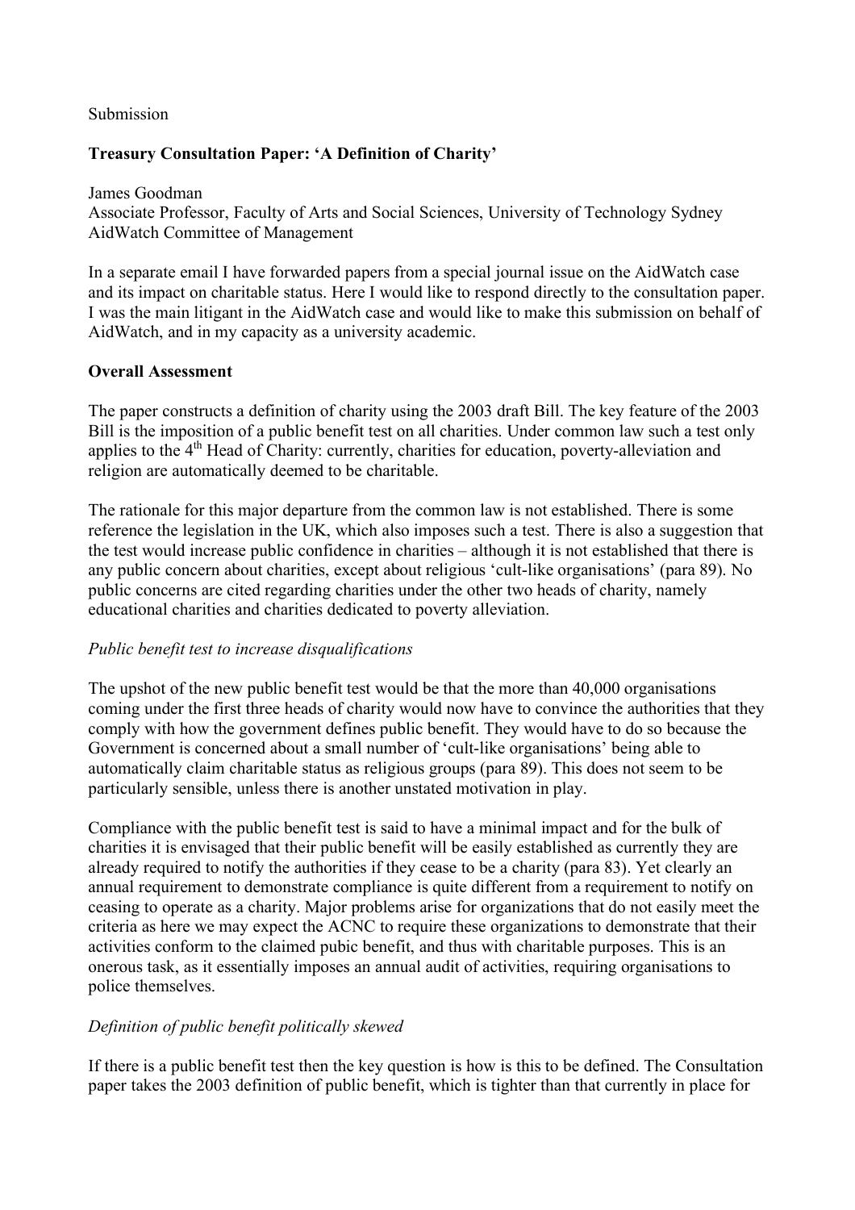Submission

**Treasury Consultation Paper: 'A Definition of Charity'**

James Goodman
Associate Professor, Faculty of Arts and Social Sciences, University of Technology Sydney
AidWatch Committee of Management

In a separate email I have forwarded papers from a special journal issue on the AidWatch case and its impact on charitable status. Here I would like to respond directly to the consultation paper. I was the main litigant in the AidWatch case and would like to make this submission on behalf of AidWatch, and in my capacity as a university academic.

**Overall Assessment**

The paper constructs a definition of charity using the 2003 draft Bill. The key feature of the 2003 Bill is the imposition of a public benefit test on all charities. Under common law such a test only applies to the 4th Head of Charity: currently, charities for education, poverty-alleviation and religion are automatically deemed to be charitable.

The rationale for this major departure from the common law is not established. There is some reference the legislation in the UK, which also imposes such a test. There is also a suggestion that the test would increase public confidence in charities – although it is not established that there is any public concern about charities, except about religious 'cult-like organisations' (para 89). No public concerns are cited regarding charities under the other two heads of charity, namely educational charities and charities dedicated to poverty alleviation.

*Public benefit test to increase disqualifications*

The upshot of the new public benefit test would be that the more than 40,000 organisations coming under the first three heads of charity would now have to convince the authorities that they comply with how the government defines public benefit. They would have to do so because the Government is concerned about a small number of 'cult-like organisations' being able to automatically claim charitable status as religious groups (para 89). This does not seem to be particularly sensible, unless there is another unstated motivation in play.

Compliance with the public benefit test is said to have a minimal impact and for the bulk of charities it is envisaged that their public benefit will be easily established as currently they are already required to notify the authorities if they cease to be a charity (para 83). Yet clearly an annual requirement to demonstrate compliance is quite different from a requirement to notify on ceasing to operate as a charity. Major problems arise for organizations that do not easily meet the criteria as here we may expect the ACNC to require these organizations to demonstrate that their activities conform to the claimed pubic benefit, and thus with charitable purposes. This is an onerous task, as it essentially imposes an annual audit of activities, requiring organisations to police themselves.

*Definition of public benefit politically skewed*

If there is a public benefit test then the key question is how is this to be defined. The Consultation paper takes the 2003 definition of public benefit, which is tighter than that currently in place for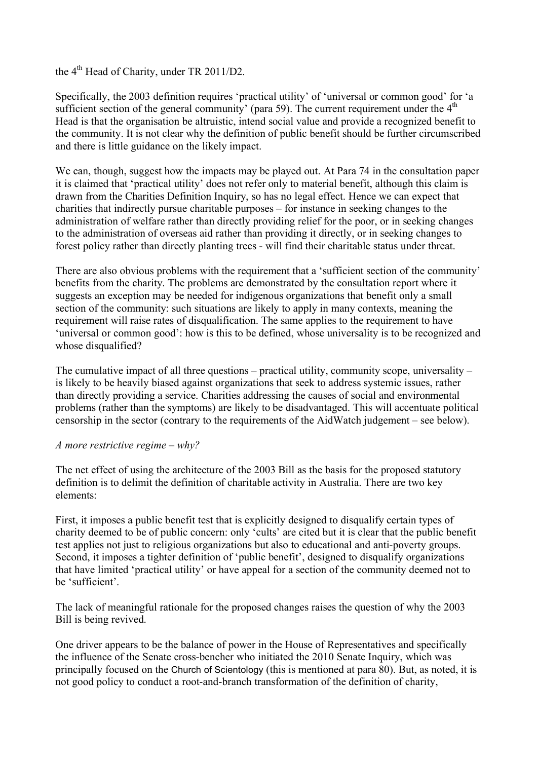the 4th Head of Charity, under TR 2011/D2.

Specifically, the 2003 definition requires 'practical utility' of 'universal or common good' for 'a sufficient section of the general community' (para 59). The current requirement under the 4th Head is that the organisation be altruistic, intend social value and provide a recognized benefit to the community. It is not clear why the definition of public benefit should be further circumscribed and there is little guidance on the likely impact.

We can, though, suggest how the impacts may be played out. At Para 74 in the consultation paper it is claimed that 'practical utility' does not refer only to material benefit, although this claim is drawn from the Charities Definition Inquiry, so has no legal effect. Hence we can expect that charities that indirectly pursue charitable purposes – for instance in seeking changes to the administration of welfare rather than directly providing relief for the poor, or in seeking changes to the administration of overseas aid rather than providing it directly, or in seeking changes to forest policy rather than directly planting trees - will find their charitable status under threat.

There are also obvious problems with the requirement that a 'sufficient section of the community' benefits from the charity. The problems are demonstrated by the consultation report where it suggests an exception may be needed for indigenous organizations that benefit only a small section of the community: such situations are likely to apply in many contexts, meaning the requirement will raise rates of disqualification. The same applies to the requirement to have 'universal or common good': how is this to be defined, whose universality is to be recognized and whose disqualified?

The cumulative impact of all three questions – practical utility, community scope, universality – is likely to be heavily biased against organizations that seek to address systemic issues, rather than directly providing a service. Charities addressing the causes of social and environmental problems (rather than the symptoms) are likely to be disadvantaged. This will accentuate political censorship in the sector (contrary to the requirements of the AidWatch judgement – see below).

*A more restrictive regime – why?*

The net effect of using the architecture of the 2003 Bill as the basis for the proposed statutory definition is to delimit the definition of charitable activity in Australia. There are two key elements:

First, it imposes a public benefit test that is explicitly designed to disqualify certain types of charity deemed to be of public concern: only 'cults' are cited but it is clear that the public benefit test applies not just to religious organizations but also to educational and anti-poverty groups. Second, it imposes a tighter definition of 'public benefit', designed to disqualify organizations that have limited 'practical utility' or have appeal for a section of the community deemed not to be 'sufficient'.

The lack of meaningful rationale for the proposed changes raises the question of why the 2003 Bill is being revived.

One driver appears to be the balance of power in the House of Representatives and specifically the influence of the Senate cross-bencher who initiated the 2010 Senate Inquiry, which was principally focused on the Church of Scientology (this is mentioned at para 80). But, as noted, it is not good policy to conduct a root-and-branch transformation of the definition of charity,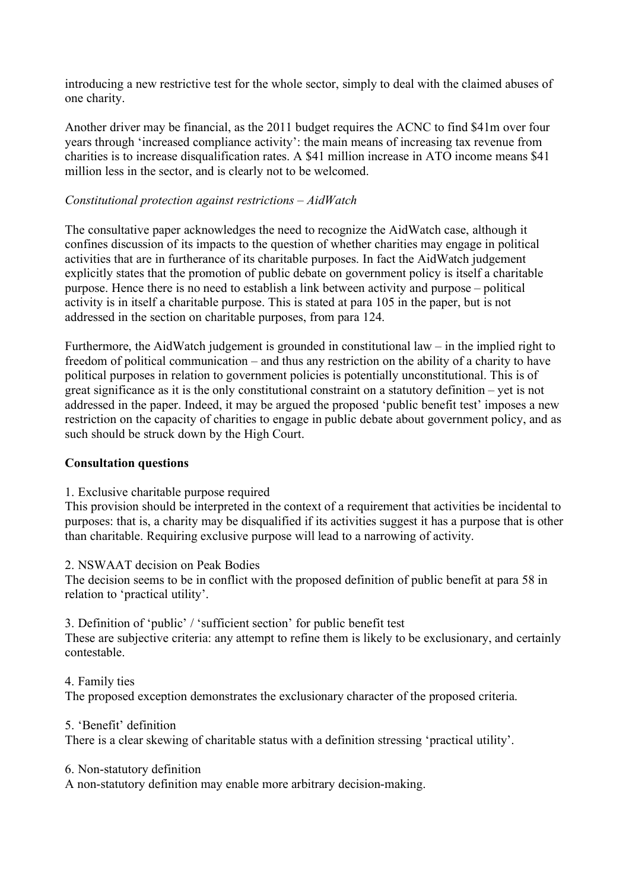introducing a new restrictive test for the whole sector, simply to deal with the claimed abuses of one charity.

Another driver may be financial, as the 2011 budget requires the ACNC to find $41m over four years through 'increased compliance activity': the main means of increasing tax revenue from charities is to increase disqualification rates. A $41 million increase in ATO income means $41 million less in the sector, and is clearly not to be welcomed.

*Constitutional protection against restrictions – AidWatch*

The consultative paper acknowledges the need to recognize the AidWatch case, although it confines discussion of its impacts to the question of whether charities may engage in political activities that are in furtherance of its charitable purposes. In fact the AidWatch judgement explicitly states that the promotion of public debate on government policy is itself a charitable purpose. Hence there is no need to establish a link between activity and purpose – political activity is in itself a charitable purpose. This is stated at para 105 in the paper, but is not addressed in the section on charitable purposes, from para 124.

Furthermore, the AidWatch judgement is grounded in constitutional law – in the implied right to freedom of political communication – and thus any restriction on the ability of a charity to have political purposes in relation to government policies is potentially unconstitutional. This is of great significance as it is the only constitutional constraint on a statutory definition – yet is not addressed in the paper. Indeed, it may be argued the proposed 'public benefit test' imposes a new restriction on the capacity of charities to engage in public debate about government policy, and as such should be struck down by the High Court.

**Consultation questions**

1. Exclusive charitable purpose required
This provision should be interpreted in the context of a requirement that activities be incidental to purposes: that is, a charity may be disqualified if its activities suggest it has a purpose that is other than charitable. Requiring exclusive purpose will lead to a narrowing of activity.

2. NSWAAT decision on Peak Bodies
The decision seems to be in conflict with the proposed definition of public benefit at para 58 in relation to 'practical utility'.

3. Definition of 'public' / 'sufficient section' for public benefit test
These are subjective criteria: any attempt to refine them is likely to be exclusionary, and certainly contestable.

4. Family ties
The proposed exception demonstrates the exclusionary character of the proposed criteria.

5. 'Benefit' definition
There is a clear skewing of charitable status with a definition stressing 'practical utility'.

6. Non-statutory definition
A non-statutory definition may enable more arbitrary decision-making.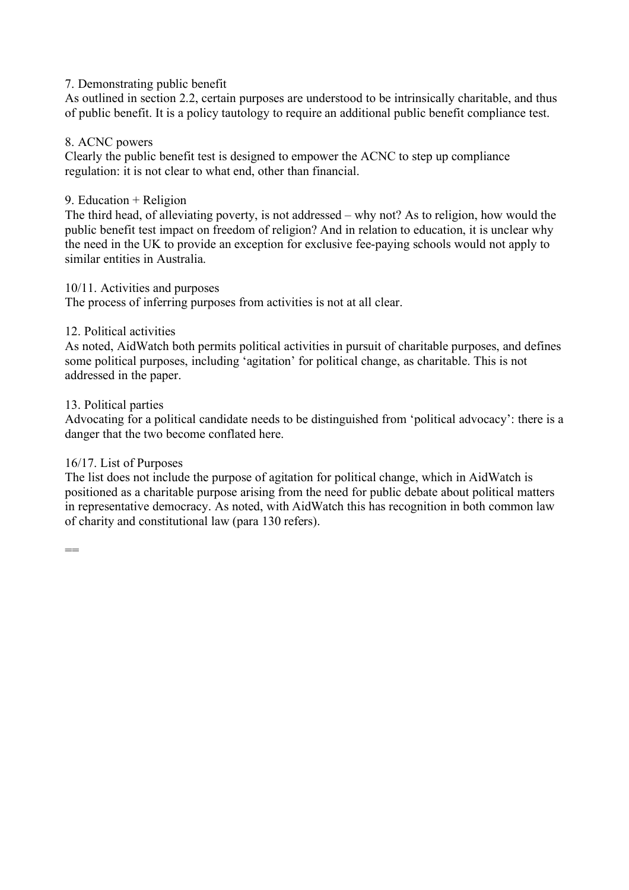7. Demonstrating public benefit
As outlined in section 2.2, certain purposes are understood to be intrinsically charitable, and thus of public benefit. It is a policy tautology to require an additional public benefit compliance test.

8. ACNC powers
Clearly the public benefit test is designed to empower the ACNC to step up compliance regulation: it is not clear to what end, other than financial.

9. Education + Religion
The third head, of alleviating poverty, is not addressed – why not? As to religion, how would the public benefit test impact on freedom of religion? And in relation to education, it is unclear why the need in the UK to provide an exception for exclusive fee-paying schools would not apply to similar entities in Australia.

10/11. Activities and purposes
The process of inferring purposes from activities is not at all clear.

12. Political activities
As noted, AidWatch both permits political activities in pursuit of charitable purposes, and defines some political purposes, including 'agitation' for political change, as charitable. This is not addressed in the paper.

13. Political parties
Advocating for a political candidate needs to be distinguished from 'political advocacy': there is a danger that the two become conflated here.

16/17. List of Purposes
The list does not include the purpose of agitation for political change, which in AidWatch is positioned as a charitable purpose arising from the need for public debate about political matters in representative democracy. As noted, with AidWatch this has recognition in both common law of charity and constitutional law (para 130 refers).

==